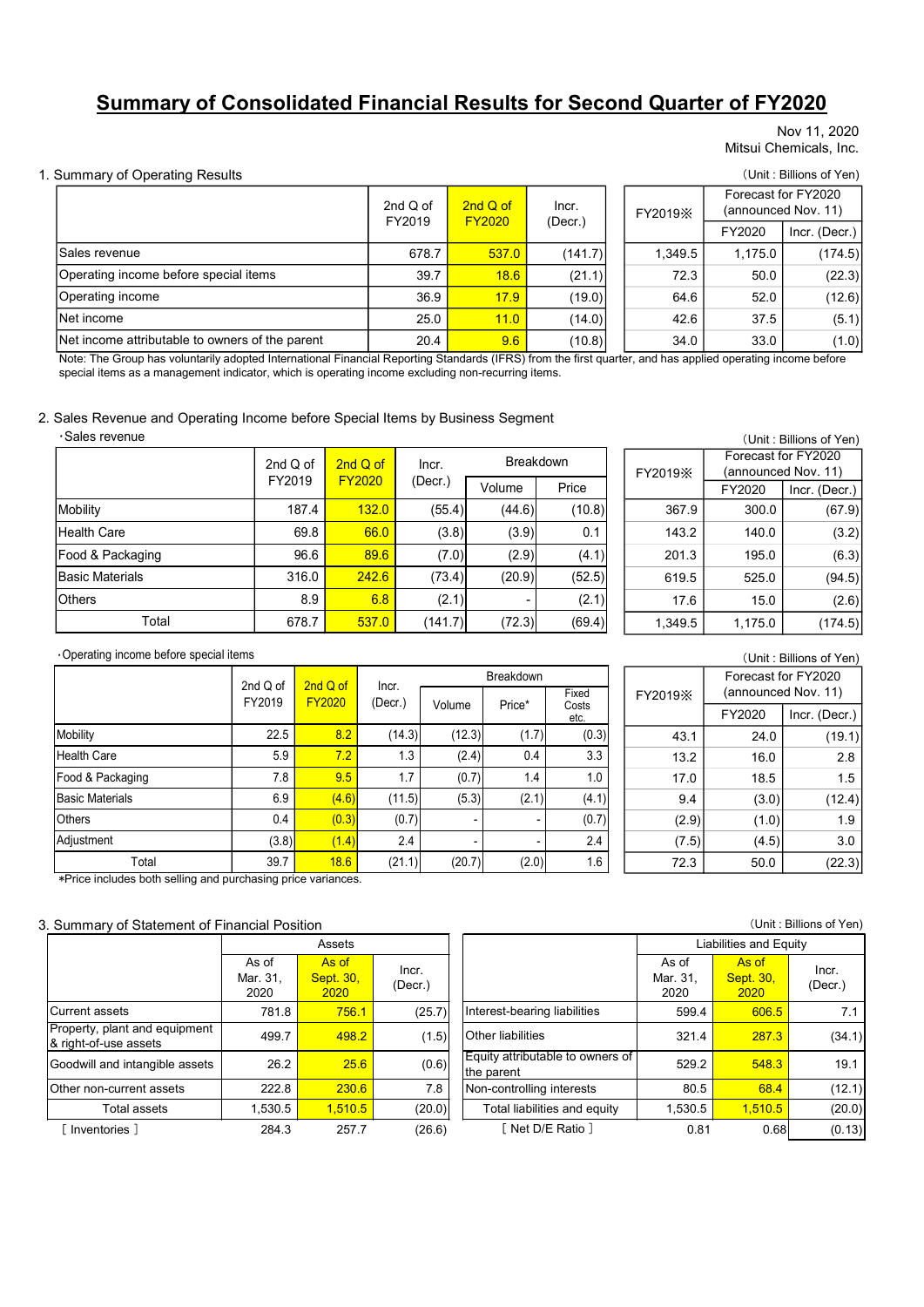# Summary of Consolidated Financial Results for Second Quarter of FY2020

Nov 11, 2020
Mitsui Chemicals, Inc.

## 1. Summary of Operating Results

(Unit : Billions of Yen)

| | 2nd Q of FY2019 | 2nd Q of FY2020 | Incr. (Decr.) | FY2019※ | Forecast for FY2020 (announced Nov. 11) | |
|---|---|---|---|---|---|---|
| | | | | | FY2020 | Incr. (Decr.) |
| Sales revenue | 678.7 | 537.0 | (141.7) | 1,349.5 | 1,175.0 | (174.5) |
| Operating income before special items | 39.7 | 18.6 | (21.1) | 72.3 | 50.0 | (22.3) |
| Operating income | 36.9 | 17.9 | (19.0) | 64.6 | 52.0 | (12.6) |
| Net income | 25.0 | 11.0 | (14.0) | 42.6 | 37.5 | (5.1) |
| Net income attributable to owners of the parent | 20.4 | 9.6 | (10.8) | 34.0 | 33.0 | (1.0) |

Note: The Group has voluntarily adopted International Financial Reporting Standards (IFRS) from the first quarter, and has applied operating income before special items as a management indicator, which is operating income excluding non-recurring items.

## 2. Sales Revenue and Operating Income before Special Items by Business Segment

・Sales revenue

(Unit : Billions of Yen)

| | 2nd Q of FY2019 | 2nd Q of FY2020 | Incr. (Decr.) | Breakdown | | FY2019※ | Forecast for FY2020 (announced Nov. 11) | |
|---|---|---|---|---|---|---|---|---|
| | | | | Volume | Price | | FY2020 | Incr. (Decr.) |
| Mobility | 187.4 | 132.0 | (55.4) | (44.6) | (10.8) | 367.9 | 300.0 | (67.9) |
| Health Care | 69.8 | 66.0 | (3.8) | (3.9) | 0.1 | 143.2 | 140.0 | (3.2) |
| Food & Packaging | 96.6 | 89.6 | (7.0) | (2.9) | (4.1) | 201.3 | 195.0 | (6.3) |
| Basic Materials | 316.0 | 242.6 | (73.4) | (20.9) | (52.5) | 619.5 | 525.0 | (94.5) |
| Others | 8.9 | 6.8 | (2.1) | - | (2.1) | 17.6 | 15.0 | (2.6) |
| Total | 678.7 | 537.0 | (141.7) | (72.3) | (69.4) | 1,349.5 | 1,175.0 | (174.5) |

・Operating income before special items

(Unit : Billions of Yen)

| | 2nd Q of FY2019 | 2nd Q of FY2020 | Incr. (Decr.) | Breakdown | | | FY2019※ | Forecast for FY2020 (announced Nov. 11) | |
|---|---|---|---|---|---|---|---|---|---|
| | | | | Volume | Price* | Fixed Costs etc. | | FY2020 | Incr. (Decr.) |
| Mobility | 22.5 | 8.2 | (14.3) | (12.3) | (1.7) | (0.3) | 43.1 | 24.0 | (19.1) |
| Health Care | 5.9 | 7.2 | 1.3 | (2.4) | 0.4 | 3.3 | 13.2 | 16.0 | 2.8 |
| Food & Packaging | 7.8 | 9.5 | 1.7 | (0.7) | 1.4 | 1.0 | 17.0 | 18.5 | 1.5 |
| Basic Materials | 6.9 | (4.6) | (11.5) | (5.3) | (2.1) | (4.1) | 9.4 | (3.0) | (12.4) |
| Others | 0.4 | (0.3) | (0.7) | - | - | (0.7) | (2.9) | (1.0) | 1.9 |
| Adjustment | (3.8) | (1.4) | 2.4 | - | - | 2.4 | (7.5) | (4.5) | 3.0 |
| Total | 39.7 | 18.6 | (21.1) | (20.7) | (2.0) | 1.6 | 72.3 | 50.0 | (22.3) |

*Price includes both selling and purchasing price variances.

## 3. Summary of Statement of Financial Position

(Unit : Billions of Yen)

| Assets | As of Mar. 31, 2020 | As of Sept. 30, 2020 | Incr. (Decr.) |
|---|---|---|---|
| Current assets | 781.8 | 756.1 | (25.7) |
| Property, plant and equipment & right-of-use assets | 499.7 | 498.2 | (1.5) |
| Goodwill and intangible assets | 26.2 | 25.6 | (0.6) |
| Other non-current assets | 222.8 | 230.6 | 7.8 |
| Total assets | 1,530.5 | 1,510.5 | (20.0) |
| [ Inventories ] | 284.3 | 257.7 | (26.6) |

| Liabilities and Equity | As of Mar. 31, 2020 | As of Sept. 30, 2020 | Incr. (Decr.) |
|---|---|---|---|
| Interest-bearing liabilities | 599.4 | 606.5 | 7.1 |
| Other liabilities | 321.4 | 287.3 | (34.1) |
| Equity attributable to owners of the parent | 529.2 | 548.3 | 19.1 |
| Non-controlling interests | 80.5 | 68.4 | (12.1) |
| Total liabilities and equity | 1,530.5 | 1,510.5 | (20.0) |
| [ Net D/E Ratio ] | 0.81 | 0.68 | (0.13) |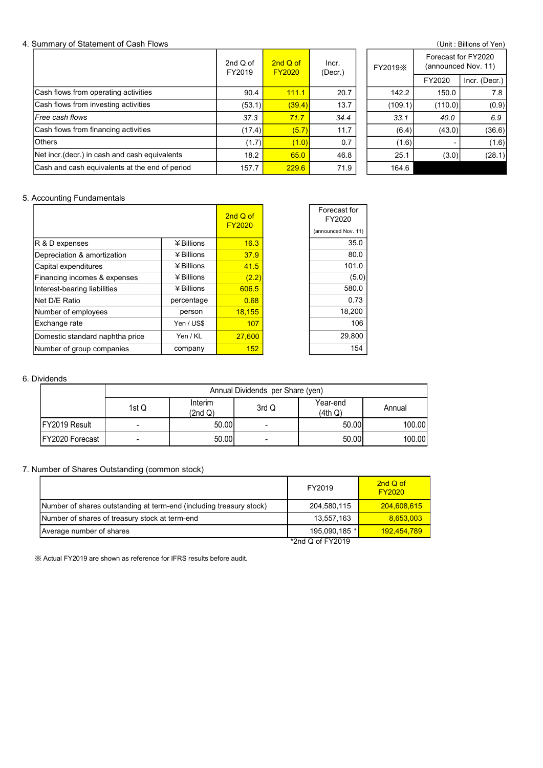## 4. Summary of Statement of Cash Flows

（Unit : Billions of Yen)

| | 2nd Q of FY2019 | 2nd Q of FY2020 | Incr. (Decr.) | FY2019※ | Forecast for FY2020 (announced Nov. 11) | |
|---|---|---|---|---|---|---|
| | | | | | FY2020 | Incr. (Decr.) |
| Cash flows from operating activities | 90.4 | 111.1 | 20.7 | 142.2 | 150.0 | 7.8 |
| Cash flows from investing activities | (53.1) | (39.4) | 13.7 | (109.1) | (110.0) | (0.9) |
| *Free cash flows* | *37.3* | *71.7* | *34.4* | *33.1* | *40.0* | *6.9* |
| Cash flows from financing activities | (17.4) | (5.7) | 11.7 | (6.4) | (43.0) | (36.6) |
| Others | (1.7) | (1.0) | 0.7 | (1.6) | - | (1.6) |
| Net incr.(decr.) in cash and cash equivalents | 18.2 | 65.0 | 46.8 | 25.1 | (3.0) | (28.1) |
| Cash and cash equivalents at the end of period | 157.7 | 229.6 | 71.9 | 164.6 | | |

## 5. Accounting Fundamentals

| | | 2nd Q of FY2020 | Forecast for FY2020 (announced Nov. 11) |
|---|---|---|---|
| R & D expenses | ￥Billions | 16.3 | 35.0 |
| Depreciation & amortization | ￥Billions | 37.9 | 80.0 |
| Capital expenditures | ￥Billions | 41.5 | 101.0 |
| Financing incomes & expenses | ￥Billions | (2.2) | (5.0) |
| Interest-bearing liabilities | ￥Billions | 606.5 | 580.0 |
| Net D/E Ratio | percentage | 0.68 | 0.73 |
| Number of employees | person | 18,155 | 18,200 |
| Exchange rate | Yen / US$ | 107 | 106 |
| Domestic standard naphtha price | Yen / KL | 27,600 | 29,800 |
| Number of group companies | company | 152 | 154 |

## 6. Dividends

| | Annual Dividends per Share (yen) | | | | |
|---|---|---|---|---|---|
| | 1st Q | Interim (2nd Q) | 3rd Q | Year-end (4th Q) | Annual |
| FY2019 Result | - | 50.00 | - | 50.00 | 100.00 |
| FY2020 Forecast | - | 50.00 | - | 50.00 | 100.00 |

## 7. Number of Shares Outstanding (common stock)

| | FY2019 | 2nd Q of FY2020 |
|---|---|---|
| Number of shares outstanding at term-end (including treasury stock) | 204,580,115 | 204,608,615 |
| Number of shares of treasury stock at term-end | 13,557,163 | 8,653,003 |
| Average number of shares | 195,090,185 * | 192,454,789 |

*2nd Q of FY2019

※ Actual FY2019 are shown as reference for IFRS results before audit.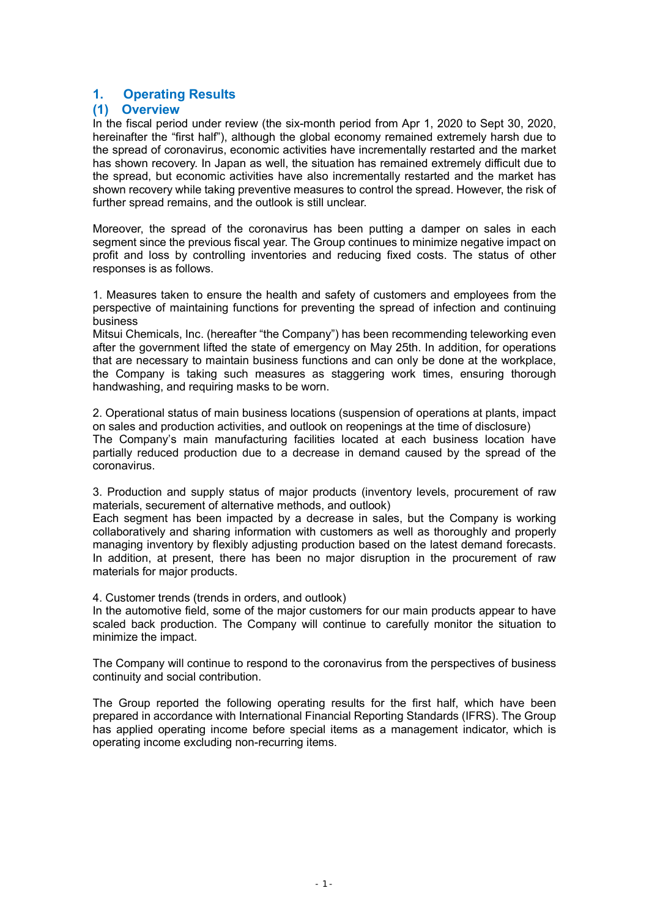# 1. Operating Results

## (1) Overview

In the fiscal period under review (the six-month period from Apr 1, 2020 to Sept 30, 2020, hereinafter the "first half"), although the global economy remained extremely harsh due to the spread of coronavirus, economic activities have incrementally restarted and the market has shown recovery. In Japan as well, the situation has remained extremely difficult due to the spread, but economic activities have also incrementally restarted and the market has shown recovery while taking preventive measures to control the spread. However, the risk of further spread remains, and the outlook is still unclear.

Moreover, the spread of the coronavirus has been putting a damper on sales in each segment since the previous fiscal year. The Group continues to minimize negative impact on profit and loss by controlling inventories and reducing fixed costs. The status of other responses is as follows.

1. Measures taken to ensure the health and safety of customers and employees from the perspective of maintaining functions for preventing the spread of infection and continuing business

Mitsui Chemicals, Inc. (hereafter "the Company") has been recommending teleworking even after the government lifted the state of emergency on May 25th. In addition, for operations that are necessary to maintain business functions and can only be done at the workplace, the Company is taking such measures as staggering work times, ensuring thorough handwashing, and requiring masks to be worn.

2. Operational status of main business locations (suspension of operations at plants, impact on sales and production activities, and outlook on reopenings at the time of disclosure)

The Company's main manufacturing facilities located at each business location have partially reduced production due to a decrease in demand caused by the spread of the coronavirus.

3. Production and supply status of major products (inventory levels, procurement of raw materials, securement of alternative methods, and outlook)

Each segment has been impacted by a decrease in sales, but the Company is working collaboratively and sharing information with customers as well as thoroughly and properly managing inventory by flexibly adjusting production based on the latest demand forecasts. In addition, at present, there has been no major disruption in the procurement of raw materials for major products.

4. Customer trends (trends in orders, and outlook)

In the automotive field, some of the major customers for our main products appear to have scaled back production. The Company will continue to carefully monitor the situation to minimize the impact.

The Company will continue to respond to the coronavirus from the perspectives of business continuity and social contribution.

The Group reported the following operating results for the first half, which have been prepared in accordance with International Financial Reporting Standards (IFRS). The Group has applied operating income before special items as a management indicator, which is operating income excluding non-recurring items.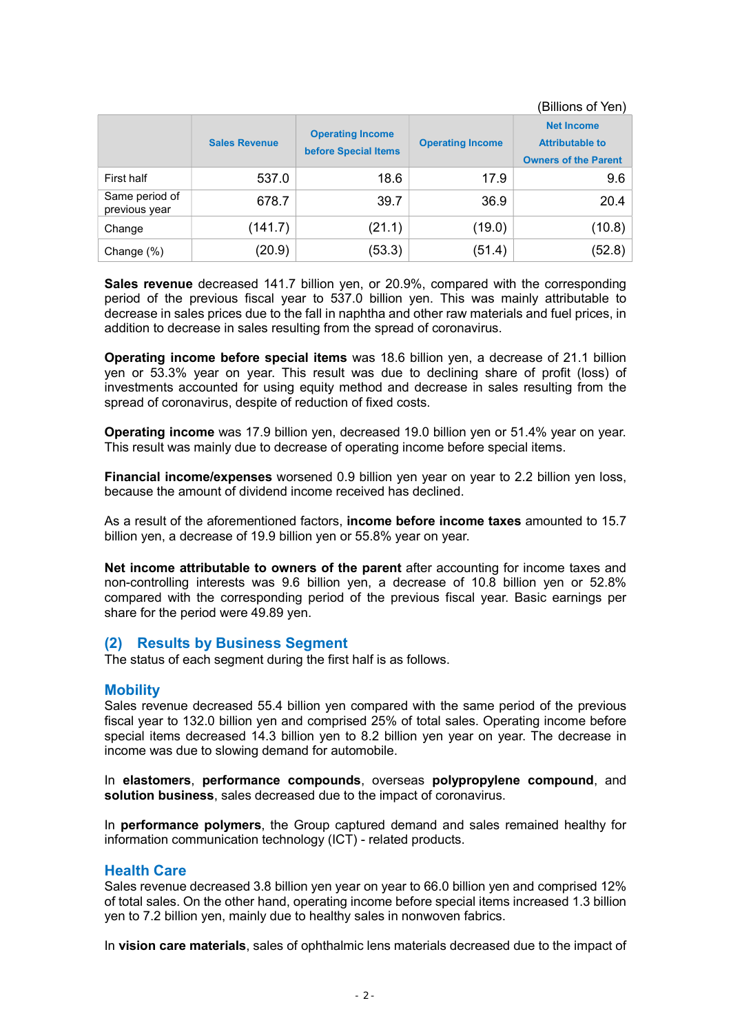(Billions of Yen)

| | Sales Revenue | Operating Income before Special Items | Operating Income | Net Income Attributable to Owners of the Parent |
|---|---|---|---|---|
| First half | 537.0 | 18.6 | 17.9 | 9.6 |
| Same period of previous year | 678.7 | 39.7 | 36.9 | 20.4 |
| Change | (141.7) | (21.1) | (19.0) | (10.8) |
| Change (%) | (20.9) | (53.3) | (51.4) | (52.8) |

**Sales revenue** decreased 141.7 billion yen, or 20.9%, compared with the corresponding period of the previous fiscal year to 537.0 billion yen. This was mainly attributable to decrease in sales prices due to the fall in naphtha and other raw materials and fuel prices, in addition to decrease in sales resulting from the spread of coronavirus.

**Operating income before special items** was 18.6 billion yen, a decrease of 21.1 billion yen or 53.3% year on year. This result was due to declining share of profit (loss) of investments accounted for using equity method and decrease in sales resulting from the spread of coronavirus, despite of reduction of fixed costs.

**Operating income** was 17.9 billion yen, decreased 19.0 billion yen or 51.4% year on year. This result was mainly due to decrease of operating income before special items.

**Financial income/expenses** worsened 0.9 billion yen year on year to 2.2 billion yen loss, because the amount of dividend income received has declined.

As a result of the aforementioned factors, **income before income taxes** amounted to 15.7 billion yen, a decrease of 19.9 billion yen or 55.8% year on year.

**Net income attributable to owners of the parent** after accounting for income taxes and non-controlling interests was 9.6 billion yen, a decrease of 10.8 billion yen or 52.8% compared with the corresponding period of the previous fiscal year. Basic earnings per share for the period were 49.89 yen.

## (2) Results by Business Segment

The status of each segment during the first half is as follows.

### Mobility

Sales revenue decreased 55.4 billion yen compared with the same period of the previous fiscal year to 132.0 billion yen and comprised 25% of total sales. Operating income before special items decreased 14.3 billion yen to 8.2 billion yen year on year. The decrease in income was due to slowing demand for automobile.

In **elastomers**, **performance compounds**, overseas **polypropylene compound**, and **solution business**, sales decreased due to the impact of coronavirus.

In **performance polymers**, the Group captured demand and sales remained healthy for information communication technology (ICT) - related products.

### Health Care

Sales revenue decreased 3.8 billion yen year on year to 66.0 billion yen and comprised 12% of total sales. On the other hand, operating income before special items increased 1.3 billion yen to 7.2 billion yen, mainly due to healthy sales in nonwoven fabrics.

In **vision care materials**, sales of ophthalmic lens materials decreased due to the impact of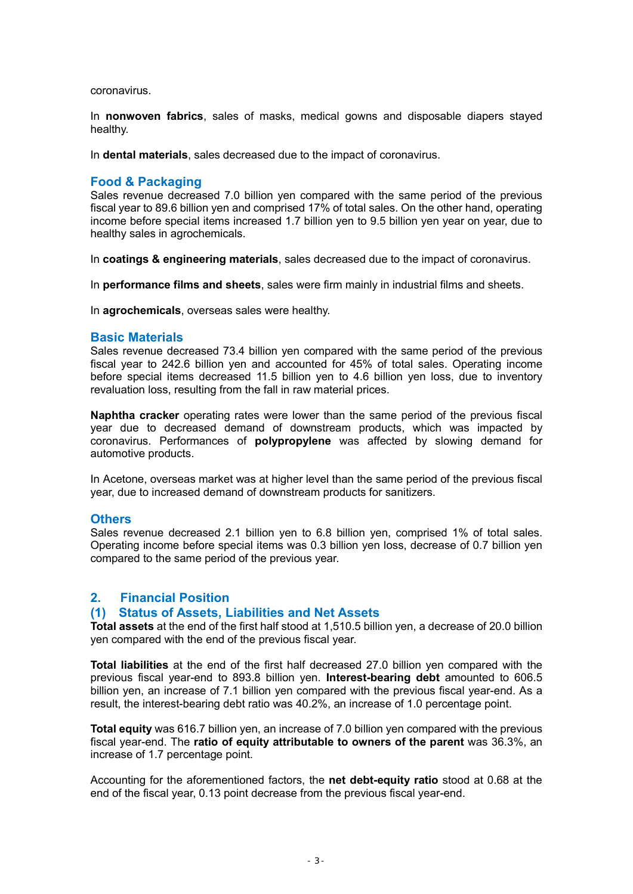coronavirus.

In **nonwoven fabrics**, sales of masks, medical gowns and disposable diapers stayed healthy.

In **dental materials**, sales decreased due to the impact of coronavirus.

### Food & Packaging

Sales revenue decreased 7.0 billion yen compared with the same period of the previous fiscal year to 89.6 billion yen and comprised 17% of total sales. On the other hand, operating income before special items increased 1.7 billion yen to 9.5 billion yen year on year, due to healthy sales in agrochemicals.

In **coatings & engineering materials**, sales decreased due to the impact of coronavirus.

In **performance films and sheets**, sales were firm mainly in industrial films and sheets.

In **agrochemicals**, overseas sales were healthy.

### Basic Materials

Sales revenue decreased 73.4 billion yen compared with the same period of the previous fiscal year to 242.6 billion yen and accounted for 45% of total sales. Operating income before special items decreased 11.5 billion yen to 4.6 billion yen loss, due to inventory revaluation loss, resulting from the fall in raw material prices.

**Naphtha cracker** operating rates were lower than the same period of the previous fiscal year due to decreased demand of downstream products, which was impacted by coronavirus. Performances of **polypropylene** was affected by slowing demand for automotive products.

In Acetone, overseas market was at higher level than the same period of the previous fiscal year, due to increased demand of downstream products for sanitizers.

### Others

Sales revenue decreased 2.1 billion yen to 6.8 billion yen, comprised 1% of total sales. Operating income before special items was 0.3 billion yen loss, decrease of 0.7 billion yen compared to the same period of the previous year.

## 2. Financial Position

### (1) Status of Assets, Liabilities and Net Assets

**Total assets** at the end of the first half stood at 1,510.5 billion yen, a decrease of 20.0 billion yen compared with the end of the previous fiscal year.

**Total liabilities** at the end of the first half decreased 27.0 billion yen compared with the previous fiscal year-end to 893.8 billion yen. **Interest-bearing debt** amounted to 606.5 billion yen, an increase of 7.1 billion yen compared with the previous fiscal year-end. As a result, the interest-bearing debt ratio was 40.2%, an increase of 1.0 percentage point.

**Total equity** was 616.7 billion yen, an increase of 7.0 billion yen compared with the previous fiscal year-end. The **ratio of equity attributable to owners of the parent** was 36.3%, an increase of 1.7 percentage point.

Accounting for the aforementioned factors, the **net debt-equity ratio** stood at 0.68 at the end of the fiscal year, 0.13 point decrease from the previous fiscal year-end.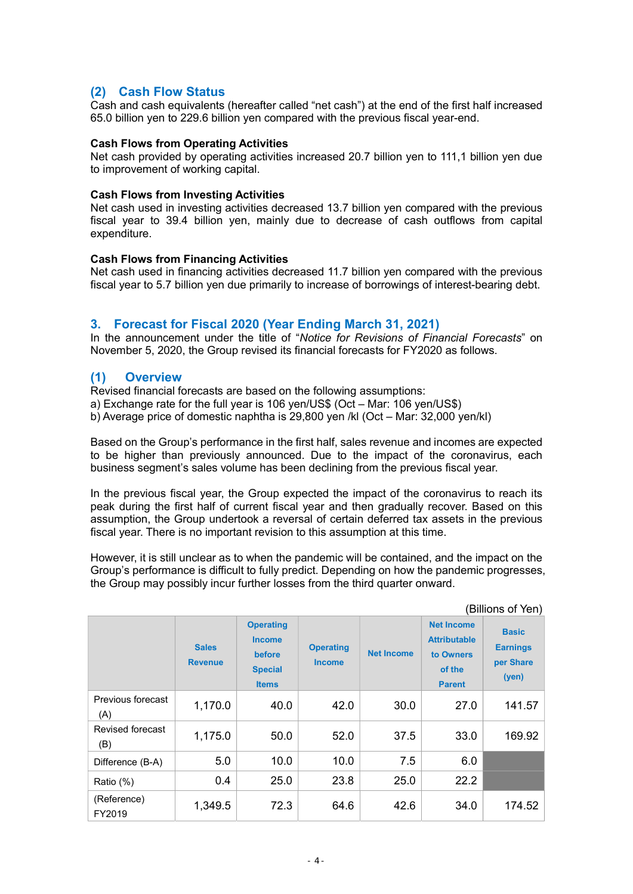### (2) Cash Flow Status

Cash and cash equivalents (hereafter called "net cash") at the end of the first half increased 65.0 billion yen to 229.6 billion yen compared with the previous fiscal year-end.

**Cash Flows from Operating Activities**

Net cash provided by operating activities increased 20.7 billion yen to 111,1 billion yen due to improvement of working capital.

**Cash Flows from Investing Activities**

Net cash used in investing activities decreased 13.7 billion yen compared with the previous fiscal year to 39.4 billion yen, mainly due to decrease of cash outflows from capital expenditure.

**Cash Flows from Financing Activities**

Net cash used in financing activities decreased 11.7 billion yen compared with the previous fiscal year to 5.7 billion yen due primarily to increase of borrowings of interest-bearing debt.

## 3. Forecast for Fiscal 2020 (Year Ending March 31, 2021)

In the announcement under the title of "*Notice for Revisions of Financial Forecasts*" on November 5, 2020, the Group revised its financial forecasts for FY2020 as follows.

### (1) Overview

Revised financial forecasts are based on the following assumptions:
a) Exchange rate for the full year is 106 yen/US$ (Oct – Mar: 106 yen/US$)
b) Average price of domestic naphtha is 29,800 yen /kl (Oct – Mar: 32,000 yen/kl)

Based on the Group's performance in the first half, sales revenue and incomes are expected to be higher than previously announced. Due to the impact of the coronavirus, each business segment's sales volume has been declining from the previous fiscal year.

In the previous fiscal year, the Group expected the impact of the coronavirus to reach its peak during the first half of current fiscal year and then gradually recover. Based on this assumption, the Group undertook a reversal of certain deferred tax assets in the previous fiscal year. There is no important revision to this assumption at this time.

However, it is still unclear as to when the pandemic will be contained, and the impact on the Group's performance is difficult to fully predict. Depending on how the pandemic progresses, the Group may possibly incur further losses from the third quarter onward.

(Billions of Yen)

| | Sales Revenue | Operating Income before Special Items | Operating Income | Net Income | Net Income Attributable to Owners of the Parent | Basic Earnings per Share (yen) |
|---|---|---|---|---|---|---|
| Previous forecast (A) | 1,170.0 | 40.0 | 42.0 | 30.0 | 27.0 | 141.57 |
| Revised forecast (B) | 1,175.0 | 50.0 | 52.0 | 37.5 | 33.0 | 169.92 |
| Difference (B-A) | 5.0 | 10.0 | 10.0 | 7.5 | 6.0 | |
| Ratio (%) | 0.4 | 25.0 | 23.8 | 25.0 | 22.2 | |
| (Reference) FY2019 | 1,349.5 | 72.3 | 64.6 | 42.6 | 34.0 | 174.52 |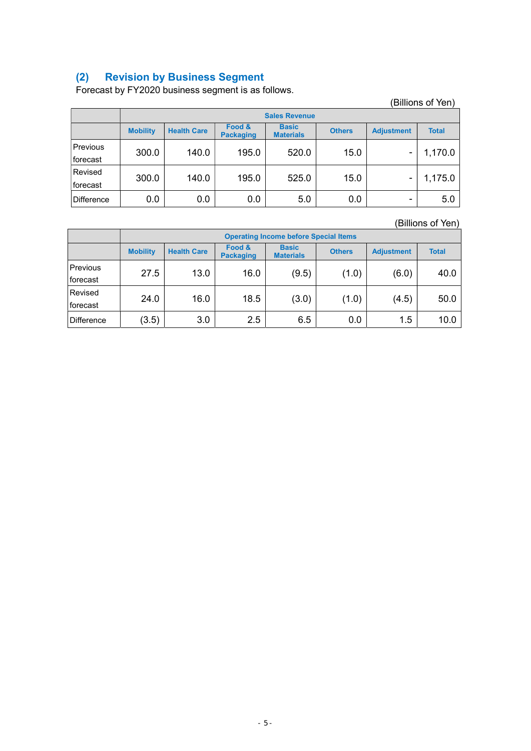## (2) Revision by Business Segment

Forecast by FY2020 business segment is as follows.

(Billions of Yen)

| | Sales Revenue | | | | | | |
|---|---|---|---|---|---|---|---|
| | Mobility | Health Care | Food & Packaging | Basic Materials | Others | Adjustment | Total |
| Previous forecast | 300.0 | 140.0 | 195.0 | 520.0 | 15.0 | - | 1,170.0 |
| Revised forecast | 300.0 | 140.0 | 195.0 | 525.0 | 15.0 | - | 1,175.0 |
| Difference | 0.0 | 0.0 | 0.0 | 5.0 | 0.0 | - | 5.0 |

(Billions of Yen)

| | Operating Income before Special Items | | | | | | |
|---|---|---|---|---|---|---|---|
| | Mobility | Health Care | Food & Packaging | Basic Materials | Others | Adjustment | Total |
| Previous forecast | 27.5 | 13.0 | 16.0 | (9.5) | (1.0) | (6.0) | 40.0 |
| Revised forecast | 24.0 | 16.0 | 18.5 | (3.0) | (1.0) | (4.5) | 50.0 |
| Difference | (3.5) | 3.0 | 2.5 | 6.5 | 0.0 | 1.5 | 10.0 |